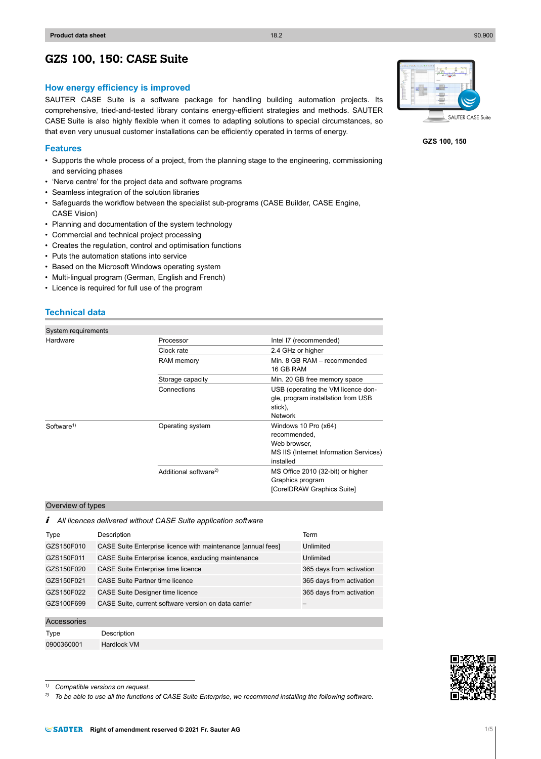# GZS 100, 150: CASE Suite

GZS 100, 150

## How energy efficiency is improved

SAUTER CASE Suite is a software package for handling building automation projects. Its comprehensive, tried-and-tested library contains energy-efficient strategies and methods. SAUTER CASE Suite is also highly flexible when it comes to adapting solutions to special circumstances, so that even very unusual customer installations can be efficiently operated in terms of energy.

## Features

- Supports the whole process of a project, from the planning stage to the engineering, commissioning and servicing phases
- 'Nerve centre' for the project data and software programs
- Seamless integration of the solution libraries
- Safeguards the workflow between the specialist sub-programs (CASE Builder, CASE Engine, CASE Vision)
- Planning and documentation of the system technology
- Commercial and technical project processing
- Creates the regulation, control and optimisation functions
- Puts the automation stations into service
- Based on the Microsoft Windows operating system
- Multi-lingual program (German, English and French)
- Licence is required for full use of the program

## Technical data

| System requirements | | |
|---|---|---|
| Hardware | Processor | Intel I7 (recommended) |
| | Clock rate | 2.4 GHz or higher |
| | RAM memory | Min. 8 GB RAM – recommended 16 GB RAM |
| | Storage capacity | Min. 20 GB free memory space |
| | Connections | USB (operating the VM licence dongle, program installation from USB stick), Network |
| Software[1] | Operating system | Windows 10 Pro (x64) recommended, Web browser, MS IIS (Internet Information Services) installed |
| | Additional software[2] | MS Office 2010 (32-bit) or higher Graphics program [CorelDRAW Graphics Suite] |

### Overview of types

*All licences delivered without CASE Suite application software*

| Type | Description | Term |
|---|---|---|
| GZS150F010 | CASE Suite Enterprise licence with maintenance [annual fees] | Unlimited |
| GZS150F011 | CASE Suite Enterprise licence, excluding maintenance | Unlimited |
| GZS150F020 | CASE Suite Enterprise time licence | 365 days from activation |
| GZS150F021 | CASE Suite Partner time licence | 365 days from activation |
| GZS150F022 | CASE Suite Designer time licence | 365 days from activation |
| GZS100F699 | CASE Suite, current software version on data carrier | – |

### Accessories

| Type | Description |
|---|---|
| 0900360001 | Hardlock VM |

[1] *Compatible versions on request.*

[2] *To be able to use all the functions of CASE Suite Enterprise, we recommend installing the following software.*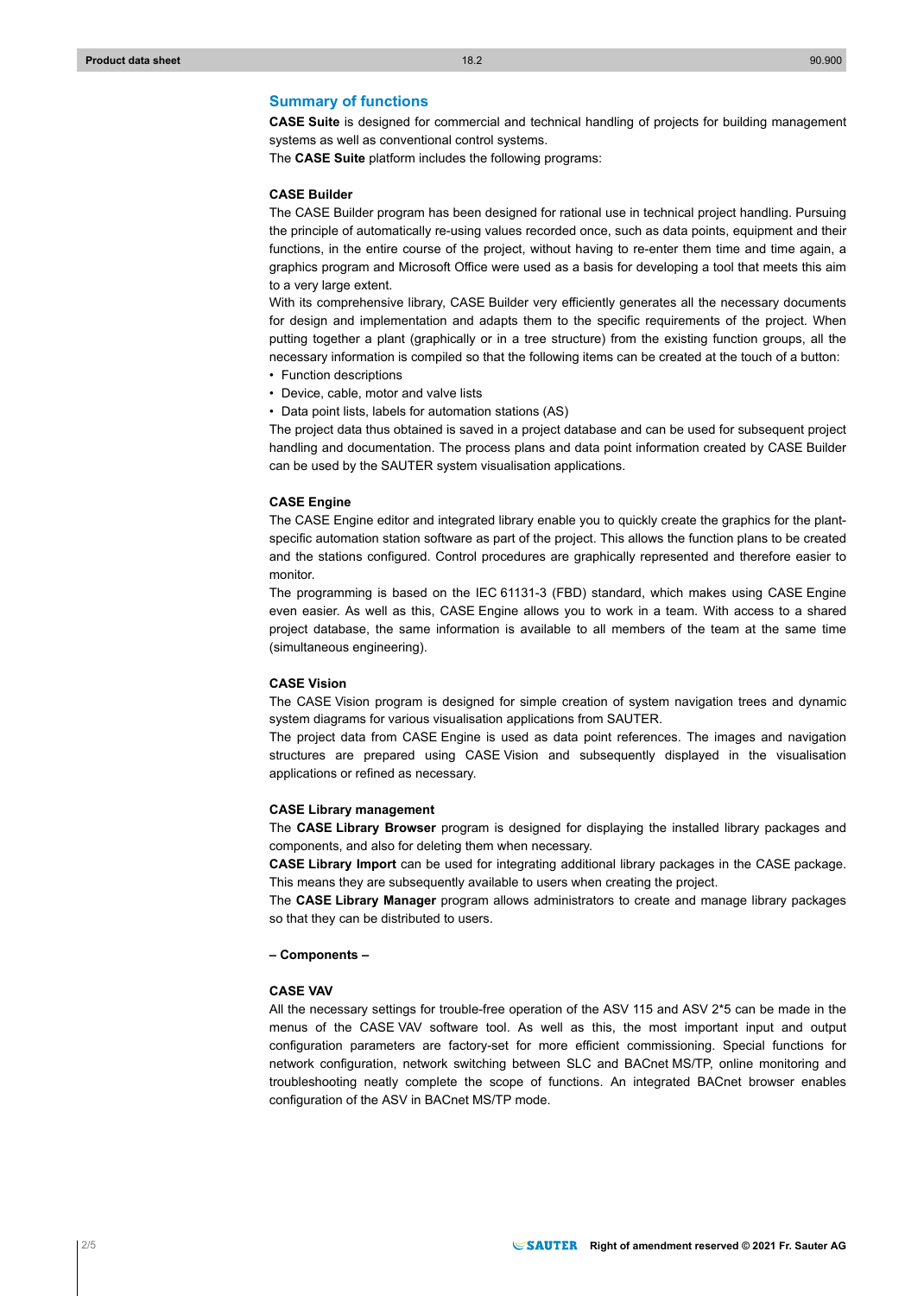## Summary of functions

**CASE Suite** is designed for commercial and technical handling of projects for building management systems as well as conventional control systems.
The **CASE Suite** platform includes the following programs:

**CASE Builder**

The CASE Builder program has been designed for rational use in technical project handling. Pursuing the principle of automatically re-using values recorded once, such as data points, equipment and their functions, in the entire course of the project, without having to re-enter them time and time again, a graphics program and Microsoft Office were used as a basis for developing a tool that meets this aim to a very large extent.

With its comprehensive library, CASE Builder very efficiently generates all the necessary documents for design and implementation and adapts them to the specific requirements of the project. When putting together a plant (graphically or in a tree structure) from the existing function groups, all the necessary information is compiled so that the following items can be created at the touch of a button:

- Function descriptions
- Device, cable, motor and valve lists
- Data point lists, labels for automation stations (AS)

The project data thus obtained is saved in a project database and can be used for subsequent project handling and documentation. The process plans and data point information created by CASE Builder can be used by the SAUTER system visualisation applications.

**CASE Engine**

The CASE Engine editor and integrated library enable you to quickly create the graphics for the plant-specific automation station software as part of the project. This allows the function plans to be created and the stations configured. Control procedures are graphically represented and therefore easier to monitor.

The programming is based on the IEC 61131-3 (FBD) standard, which makes using CASE Engine even easier. As well as this, CASE Engine allows you to work in a team. With access to a shared project database, the same information is available to all members of the team at the same time (simultaneous engineering).

**CASE Vision**

The CASE Vision program is designed for simple creation of system navigation trees and dynamic system diagrams for various visualisation applications from SAUTER.

The project data from CASE Engine is used as data point references. The images and navigation structures are prepared using CASE Vision and subsequently displayed in the visualisation applications or refined as necessary.

**CASE Library management**

The **CASE Library Browser** program is designed for displaying the installed library packages and components, and also for deleting them when necessary.

**CASE Library Import** can be used for integrating additional library packages in the CASE package. This means they are subsequently available to users when creating the project.

The **CASE Library Manager** program allows administrators to create and manage library packages so that they can be distributed to users.

**– Components –**

**CASE VAV**

All the necessary settings for trouble-free operation of the ASV 115 and ASV 2*5 can be made in the menus of the CASE VAV software tool. As well as this, the most important input and output configuration parameters are factory-set for more efficient commissioning. Special functions for network configuration, network switching between SLC and BACnet MS/TP, online monitoring and troubleshooting neatly complete the scope of functions. An integrated BACnet browser enables configuration of the ASV in BACnet MS/TP mode.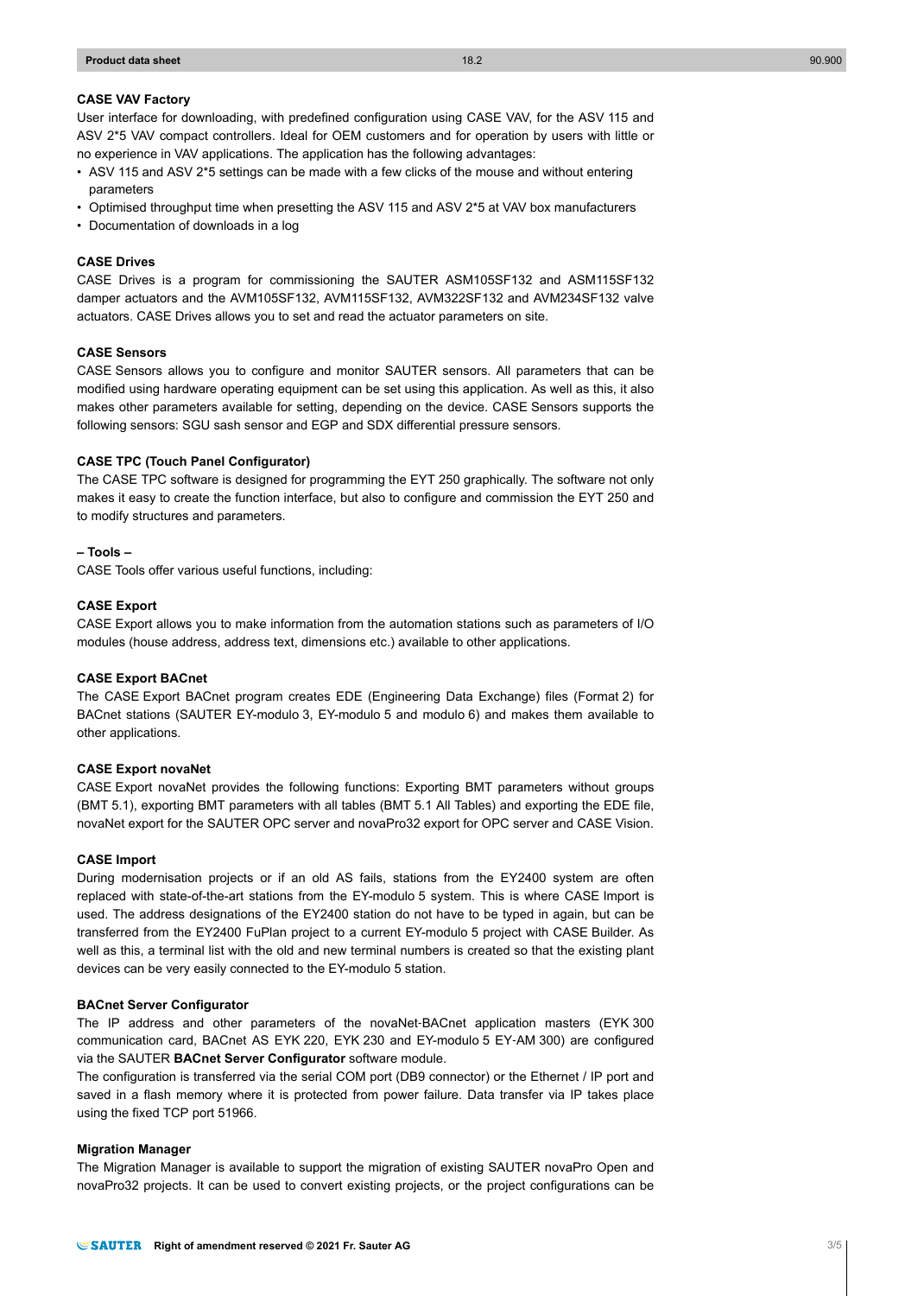**CASE VAV Factory**

User interface for downloading, with predefined configuration using CASE VAV, for the ASV 115 and ASV 2*5 VAV compact controllers. Ideal for OEM customers and for operation by users with little or no experience in VAV applications. The application has the following advantages:

- ASV 115 and ASV 2*5 settings can be made with a few clicks of the mouse and without entering parameters
- Optimised throughput time when presetting the ASV 115 and ASV 2*5 at VAV box manufacturers
- Documentation of downloads in a log

**CASE Drives**

CASE Drives is a program for commissioning the SAUTER ASM105SF132 and ASM115SF132 damper actuators and the AVM105SF132, AVM115SF132, AVM322SF132 and AVM234SF132 valve actuators. CASE Drives allows you to set and read the actuator parameters on site.

**CASE Sensors**

CASE Sensors allows you to configure and monitor SAUTER sensors. All parameters that can be modified using hardware operating equipment can be set using this application. As well as this, it also makes other parameters available for setting, depending on the device. CASE Sensors supports the following sensors: SGU sash sensor and EGP and SDX differential pressure sensors.

**CASE TPC (Touch Panel Configurator)**

The CASE TPC software is designed for programming the EYT 250 graphically. The software not only makes it easy to create the function interface, but also to configure and commission the EYT 250 and to modify structures and parameters.

**– Tools –**

CASE Tools offer various useful functions, including:

**CASE Export**

CASE Export allows you to make information from the automation stations such as parameters of I/O modules (house address, address text, dimensions etc.) available to other applications.

**CASE Export BACnet**

The CASE Export BACnet program creates EDE (Engineering Data Exchange) files (Format 2) for BACnet stations (SAUTER EY-modulo 3, EY-modulo 5 and modulo 6) and makes them available to other applications.

**CASE Export novaNet**

CASE Export novaNet provides the following functions: Exporting BMT parameters without groups (BMT 5.1), exporting BMT parameters with all tables (BMT 5.1 All Tables) and exporting the EDE file, novaNet export for the SAUTER OPC server and novaPro32 export for OPC server and CASE Vision.

**CASE Import**

During modernisation projects or if an old AS fails, stations from the EY2400 system are often replaced with state-of-the-art stations from the EY-modulo 5 system. This is where CASE Import is used. The address designations of the EY2400 station do not have to be typed in again, but can be transferred from the EY2400 FuPlan project to a current EY-modulo 5 project with CASE Builder. As well as this, a terminal list with the old and new terminal numbers is created so that the existing plant devices can be very easily connected to the EY-modulo 5 station.

**BACnet Server Configurator**

The IP address and other parameters of the novaNet-BACnet application masters (EYK 300 communication card, BACnet AS EYK 220, EYK 230 and EY-modulo 5 EY-AM 300) are configured via the SAUTER **BACnet Server Configurator** software module.

The configuration is transferred via the serial COM port (DB9 connector) or the Ethernet / IP port and saved in a flash memory where it is protected from power failure. Data transfer via IP takes place using the fixed TCP port 51966.

**Migration Manager**

The Migration Manager is available to support the migration of existing SAUTER novaPro Open and novaPro32 projects. It can be used to convert existing projects, or the project configurations can be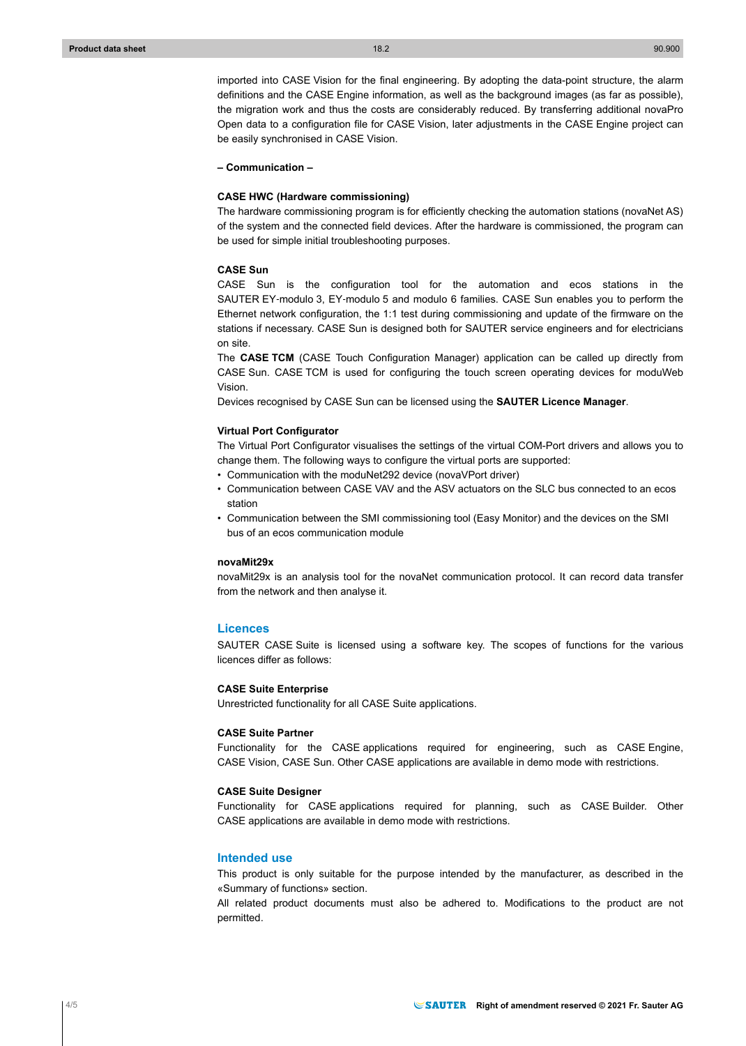imported into CASE Vision for the final engineering. By adopting the data-point structure, the alarm definitions and the CASE Engine information, as well as the background images (as far as possible), the migration work and thus the costs are considerably reduced. By transferring additional novaPro Open data to a configuration file for CASE Vision, later adjustments in the CASE Engine project can be easily synchronised in CASE Vision.

**– Communication –**

**CASE HWC (Hardware commissioning)**

The hardware commissioning program is for efficiently checking the automation stations (novaNet AS) of the system and the connected field devices. After the hardware is commissioned, the program can be used for simple initial troubleshooting purposes.

**CASE Sun**

CASE Sun is the configuration tool for the automation and ecos stations in the SAUTER EY-modulo 3, EY-modulo 5 and modulo 6 families. CASE Sun enables you to perform the Ethernet network configuration, the 1:1 test during commissioning and update of the firmware on the stations if necessary. CASE Sun is designed both for SAUTER service engineers and for electricians on site.

The **CASE TCM** (CASE Touch Configuration Manager) application can be called up directly from CASE Sun. CASE TCM is used for configuring the touch screen operating devices for moduWeb Vision.

Devices recognised by CASE Sun can be licensed using the **SAUTER Licence Manager**.

**Virtual Port Configurator**

The Virtual Port Configurator visualises the settings of the virtual COM-Port drivers and allows you to change them. The following ways to configure the virtual ports are supported:

- Communication with the moduNet292 device (novaVPort driver)
- Communication between CASE VAV and the ASV actuators on the SLC bus connected to an ecos station
- Communication between the SMI commissioning tool (Easy Monitor) and the devices on the SMI bus of an ecos communication module

**novaMit29x**

novaMit29x is an analysis tool for the novaNet communication protocol. It can record data transfer from the network and then analyse it.

## Licences

SAUTER CASE Suite is licensed using a software key. The scopes of functions for the various licences differ as follows:

**CASE Suite Enterprise**

Unrestricted functionality for all CASE Suite applications.

**CASE Suite Partner**

Functionality for the CASE applications required for engineering, such as CASE Engine, CASE Vision, CASE Sun. Other CASE applications are available in demo mode with restrictions.

**CASE Suite Designer**

Functionality for CASE applications required for planning, such as CASE Builder. Other CASE applications are available in demo mode with restrictions.

## Intended use

This product is only suitable for the purpose intended by the manufacturer, as described in the «Summary of functions» section.

All related product documents must also be adhered to. Modifications to the product are not permitted.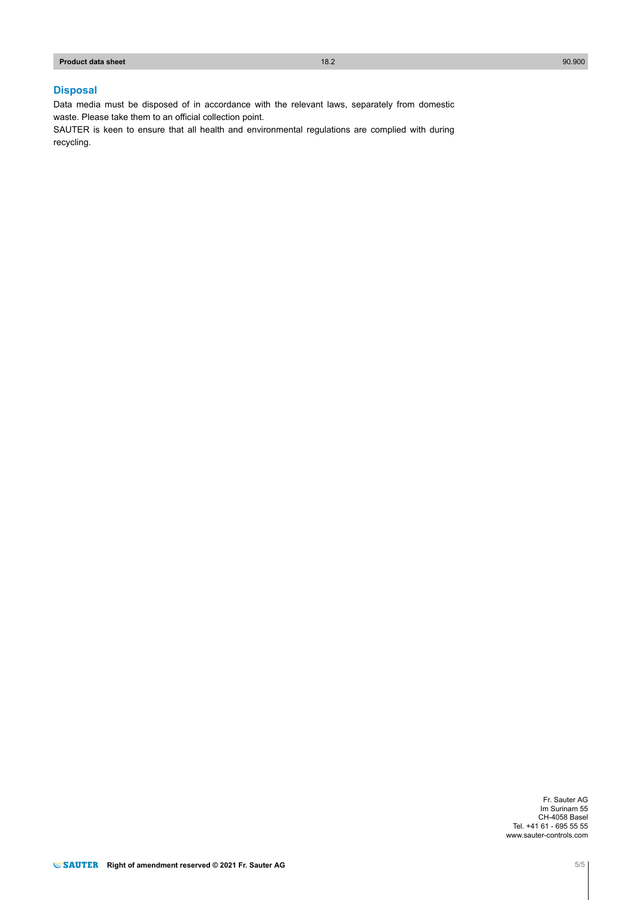## Disposal

Data media must be disposed of in accordance with the relevant laws, separately from domestic waste. Please take them to an official collection point.

SAUTER is keen to ensure that all health and environmental regulations are complied with during recycling.

Fr. Sauter AG
Im Surinam 55
CH-4058 Basel
Tel. +41 61 - 695 55 55
www.sauter-controls.com